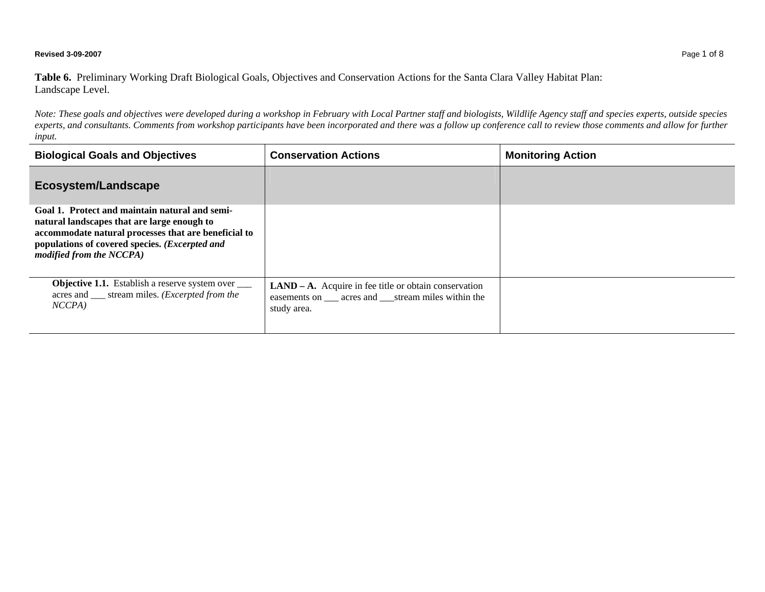**Table 6.** Preliminary Working Draft Biological Goals, Objectives and Conservation Actions for the Santa Clara Valley Habitat Plan: Landscape Level.

*Note: These goals and objectives were developed during a workshop in February with Local Partner staff and biologists, Wildlife Agency staff and species experts, outside species experts, and consultants. Comments from workshop participants have been incorporated and there was a follow up conference call to review those comments and allow for further input.*

| Biological Goals and Objectives | Conservation Actions | Monitoring Action |
|---|---|---|
| **Ecosystem/Landscape** | | |
| **Goal 1. Protect and maintain natural and semi-natural landscapes that are large enough to accommodate natural processes that are beneficial to populations of covered species. *(Excerpted and modified from the NCCPA)*** | | |
| **Objective 1.1.** Establish a reserve system over ___ acres and ___ stream miles. *(Excerpted from the NCCPA)* | **LAND – A.** Acquire in fee title or obtain conservation easements on ___ acres and ___stream miles within the study area. | |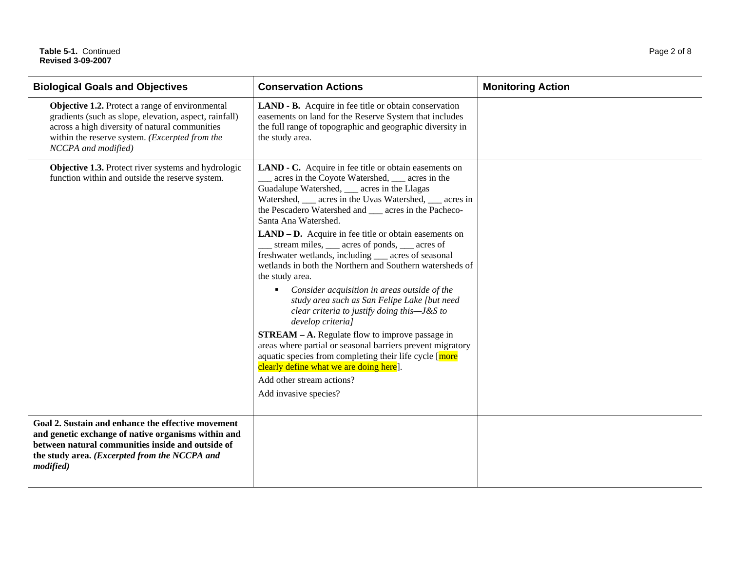**Table 5-1.** Continued
**Revised 3-09-2007**

| Biological Goals and Objectives | Conservation Actions | Monitoring Action |
|---|---|---|
| **Objective 1.2.** Protect a range of environmental gradients (such as slope, elevation, aspect, rainfall) across a high diversity of natural communities within the reserve system. *(Excerpted from the NCCPA and modified)* | **LAND - B.** Acquire in fee title or obtain conservation easements on land for the Reserve System that includes the full range of topographic and geographic diversity in the study area. | |
| **Objective 1.3.** Protect river systems and hydrologic function within and outside the reserve system. | **LAND - C.** Acquire in fee title or obtain easements on ___ acres in the Coyote Watershed, ___ acres in the Guadalupe Watershed, ___ acres in the Llagas Watershed, ___ acres in the Uvas Watershed, ___ acres in the Pescadero Watershed and ___ acres in the Pacheco-Santa Ana Watershed.<br><br>**LAND – D.** Acquire in fee title or obtain easements on ___ stream miles, ___ acres of ponds, ___ acres of freshwater wetlands, including ___ acres of seasonal wetlands in both the Northern and Southern watersheds of the study area.<br><br>▪ *Consider acquisition in areas outside of the study area such as San Felipe Lake [but need clear criteria to justify doing this—J&S to develop criteria]*<br><br>**STREAM – A.** Regulate flow to improve passage in areas where partial or seasonal barriers prevent migratory aquatic species from completing their life cycle [more clearly define what we are doing here].<br><br>Add other stream actions?<br><br>Add invasive species? | |
| **Goal 2. Sustain and enhance the effective movement and genetic exchange of native organisms within and between natural communities inside and outside of the study area.** ***(Excerpted from the NCCPA and modified)*** | | |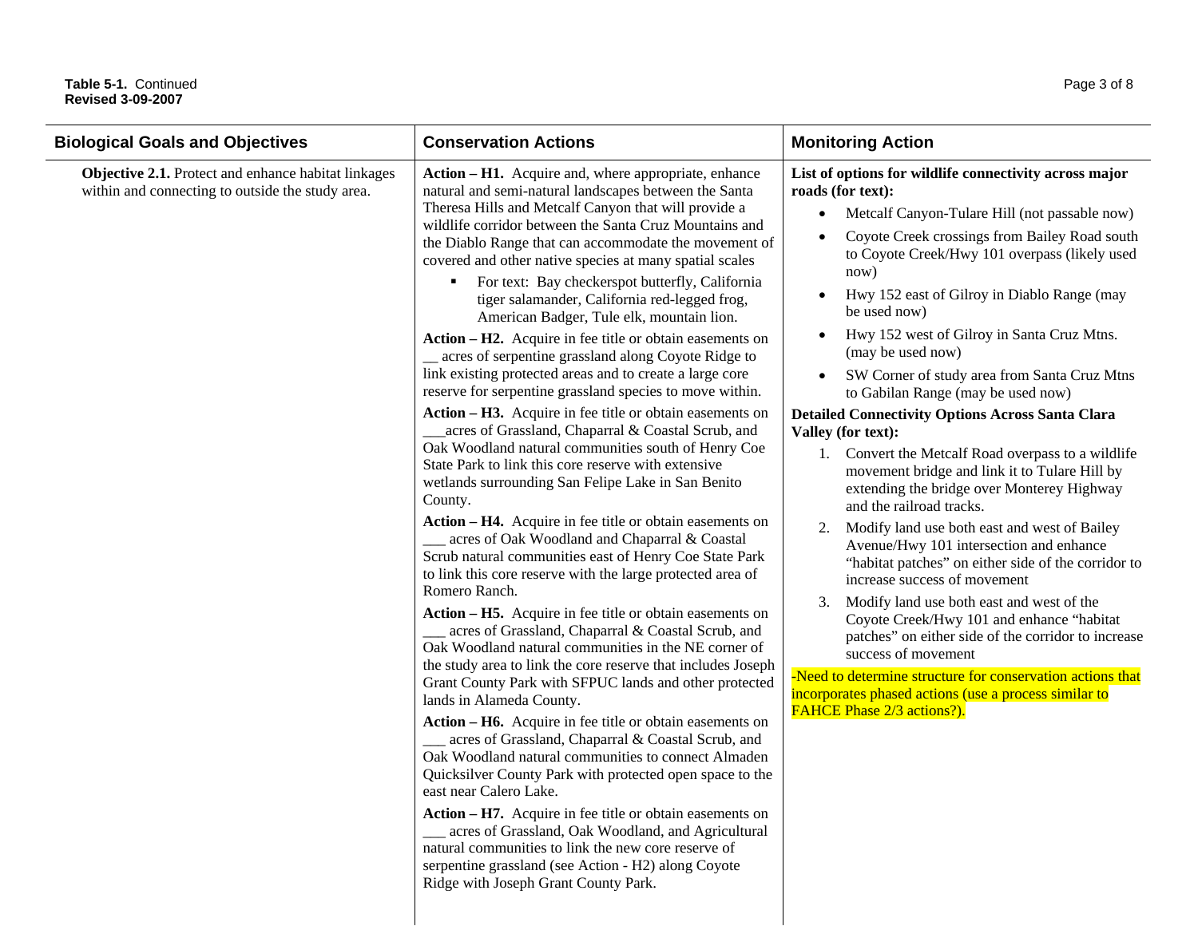**Table 5-1.** Continued
**Revised 3-09-2007**

| Biological Goals and Objectives | Conservation Actions | Monitoring Action |
|---|---|---|
| **Objective 2.1.** Protect and enhance habitat linkages within and connecting to outside the study area. | **Action – H1.** Acquire and, where appropriate, enhance natural and semi-natural landscapes between the Santa Theresa Hills and Metcalf Canyon that will provide a wildlife corridor between the Santa Cruz Mountains and the Diablo Range that can accommodate the movement of covered and other native species at many spatial scales<br>▪ For text: Bay checkerspot butterfly, California tiger salamander, California red-legged frog, American Badger, Tule elk, mountain lion.<br><br>**Action – H2.** Acquire in fee title or obtain easements on __ acres of serpentine grassland along Coyote Ridge to link existing protected areas and to create a large core reserve for serpentine grassland species to move within.<br><br>**Action – H3.** Acquire in fee title or obtain easements on ___acres of Grassland, Chaparral & Coastal Scrub, and Oak Woodland natural communities south of Henry Coe State Park to link this core reserve with extensive wetlands surrounding San Felipe Lake in San Benito County.<br><br>**Action – H4.** Acquire in fee title or obtain easements on ___ acres of Oak Woodland and Chaparral & Coastal Scrub natural communities east of Henry Coe State Park to link this core reserve with the large protected area of Romero Ranch.<br><br>**Action – H5.** Acquire in fee title or obtain easements on ___ acres of Grassland, Chaparral & Coastal Scrub, and Oak Woodland natural communities in the NE corner of the study area to link the core reserve that includes Joseph Grant County Park with SFPUC lands and other protected lands in Alameda County.<br><br>**Action – H6.** Acquire in fee title or obtain easements on ___ acres of Grassland, Chaparral & Coastal Scrub, and Oak Woodland natural communities to connect Almaden Quicksilver County Park with protected open space to the east near Calero Lake.<br><br>**Action – H7.** Acquire in fee title or obtain easements on ___ acres of Grassland, Oak Woodland, and Agricultural natural communities to link the new core reserve of serpentine grassland (see Action - H2) along Coyote Ridge with Joseph Grant County Park. | **List of options for wildlife connectivity across major roads (for text):**<br>• Metcalf Canyon-Tulare Hill (not passable now)<br>• Coyote Creek crossings from Bailey Road south to Coyote Creek/Hwy 101 overpass (likely used now)<br>• Hwy 152 east of Gilroy in Diablo Range (may be used now)<br>• Hwy 152 west of Gilroy in Santa Cruz Mtns. (may be used now)<br>• SW Corner of study area from Santa Cruz Mtns to Gabilan Range (may be used now)<br><br>**Detailed Connectivity Options Across Santa Clara Valley (for text):**<br>1. Convert the Metcalf Road overpass to a wildlife movement bridge and link it to Tulare Hill by extending the bridge over Monterey Highway and the railroad tracks.<br>2. Modify land use both east and west of Bailey Avenue/Hwy 101 intersection and enhance "habitat patches" on either side of the corridor to increase success of movement<br>3. Modify land use both east and west of the Coyote Creek/Hwy 101 and enhance "habitat patches" on either side of the corridor to increase success of movement<br><br>-Need to determine structure for conservation actions that incorporates phased actions (use a process similar to FAHCE Phase 2/3 actions?). |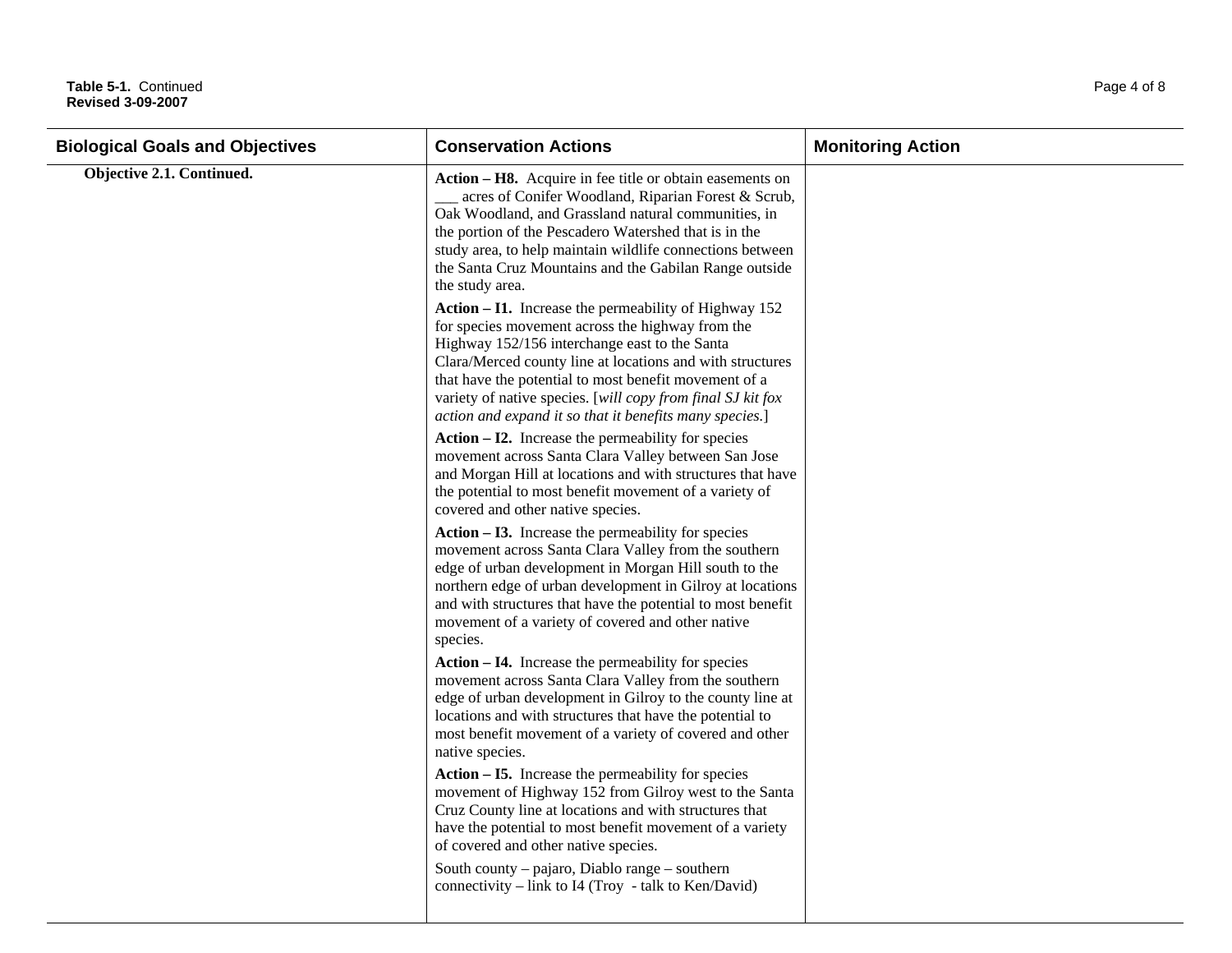**Table 5-1.** Continued
**Revised 3-09-2007**

| Biological Goals and Objectives | Conservation Actions | Monitoring Action |
|---|---|---|
| **Objective 2.1. Continued.** | **Action – H8.** Acquire in fee title or obtain easements on ___ acres of Conifer Woodland, Riparian Forest & Scrub, Oak Woodland, and Grassland natural communities, in the portion of the Pescadero Watershed that is in the study area, to help maintain wildlife connections between the Santa Cruz Mountains and the Gabilan Range outside the study area.<br><br>**Action – I1.** Increase the permeability of Highway 152 for species movement across the highway from the Highway 152/156 interchange east to the Santa Clara/Merced county line at locations and with structures that have the potential to most benefit movement of a variety of native species. [*will copy from final SJ kit fox action and expand it so that it benefits many species*.]<br><br>**Action – I2.** Increase the permeability for species movement across Santa Clara Valley between San Jose and Morgan Hill at locations and with structures that have the potential to most benefit movement of a variety of covered and other native species.<br><br>**Action – I3.** Increase the permeability for species movement across Santa Clara Valley from the southern edge of urban development in Morgan Hill south to the northern edge of urban development in Gilroy at locations and with structures that have the potential to most benefit movement of a variety of covered and other native species.<br><br>**Action – I4.** Increase the permeability for species movement across Santa Clara Valley from the southern edge of urban development in Gilroy to the county line at locations and with structures that have the potential to most benefit movement of a variety of covered and other native species.<br><br>**Action – I5.** Increase the permeability for species movement of Highway 152 from Gilroy west to the Santa Cruz County line at locations and with structures that have the potential to most benefit movement of a variety of covered and other native species.<br><br>South county – pajaro, Diablo range – southern connectivity – link to I4 (Troy - talk to Ken/David) | |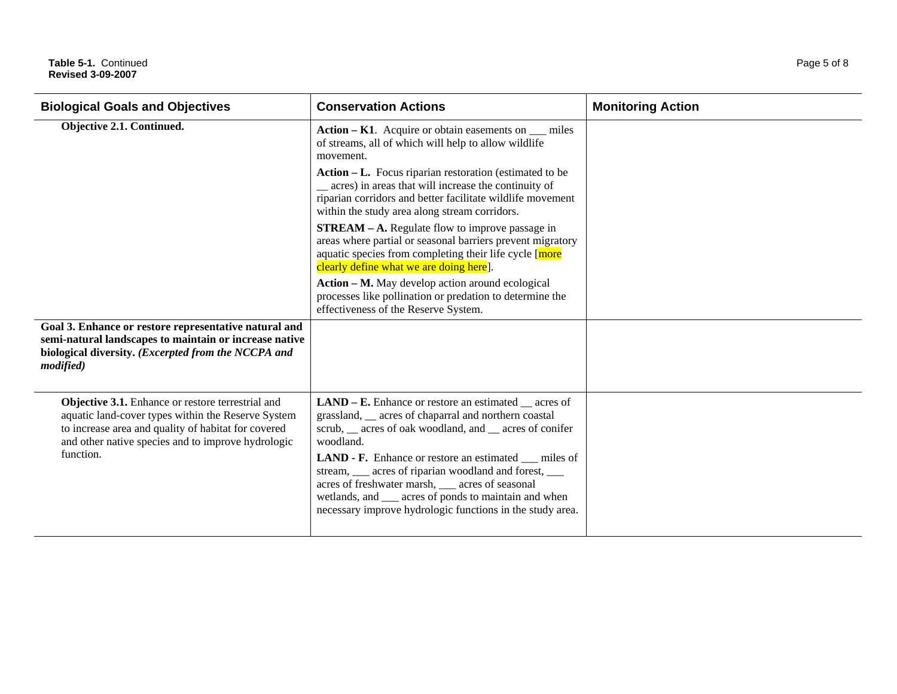**Table 5-1.** Continued
**Revised 3-09-2007**

| Biological Goals and Objectives | Conservation Actions | Monitoring Action |
|---|---|---|
| **Objective 2.1. Continued.** | **Action – K1**. Acquire or obtain easements on ___ miles of streams, all of which will help to allow wildlife movement.<br><br>**Action – L.** Focus riparian restoration (estimated to be __ acres) in areas that will increase the continuity of riparian corridors and better facilitate wildlife movement within the study area along stream corridors.<br><br>**STREAM – A.** Regulate flow to improve passage in areas where partial or seasonal barriers prevent migratory aquatic species from completing their life cycle [more clearly define what we are doing here].<br><br>**Action – M.** May develop action around ecological processes like pollination or predation to determine the effectiveness of the Reserve System. | |
| **Goal 3. Enhance or restore representative natural and semi-natural landscapes to maintain or increase native biological diversity.** ***(Excerpted from the NCCPA and modified)*** | | |
| **Objective 3.1.** Enhance or restore terrestrial and aquatic land-cover types within the Reserve System to increase area and quality of habitat for covered and other native species and to improve hydrologic function. | **LAND – E.** Enhance or restore an estimated __ acres of grassland, __ acres of chaparral and northern coastal scrub, __ acres of oak woodland, and __ acres of conifer woodland.<br><br>**LAND - F.** Enhance or restore an estimated ___ miles of stream, ___ acres of riparian woodland and forest, ___ acres of freshwater marsh, ___ acres of seasonal wetlands, and ___ acres of ponds to maintain and when necessary improve hydrologic functions in the study area. | |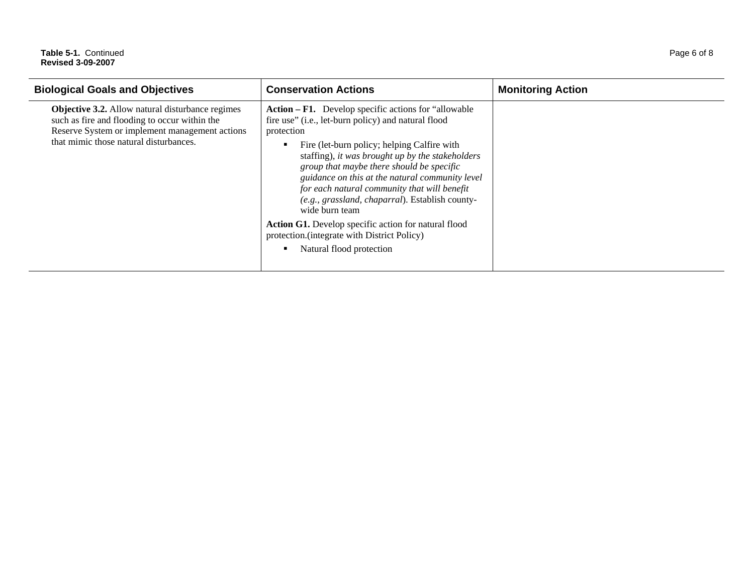**Table 5-1.** Continued
**Revised 3-09-2007**

| Biological Goals and Objectives | Conservation Actions | Monitoring Action |
|---|---|---|
| **Objective 3.2.** Allow natural disturbance regimes such as fire and flooding to occur within the Reserve System or implement management actions that mimic those natural disturbances. | **Action – F1.** Develop specific actions for "allowable fire use" (i.e., let-burn policy) and natural flood protection<br>▪ Fire (let-burn policy; helping Calfire with staffing), *it was brought up by the stakeholders group that maybe there should be specific guidance on this at the natural community level for each natural community that will benefit (e.g., grassland, chaparral*). Establish county-wide burn team<br>**Action G1.** Develop specific action for natural flood protection.(integrate with District Policy)<br>▪ Natural flood protection | |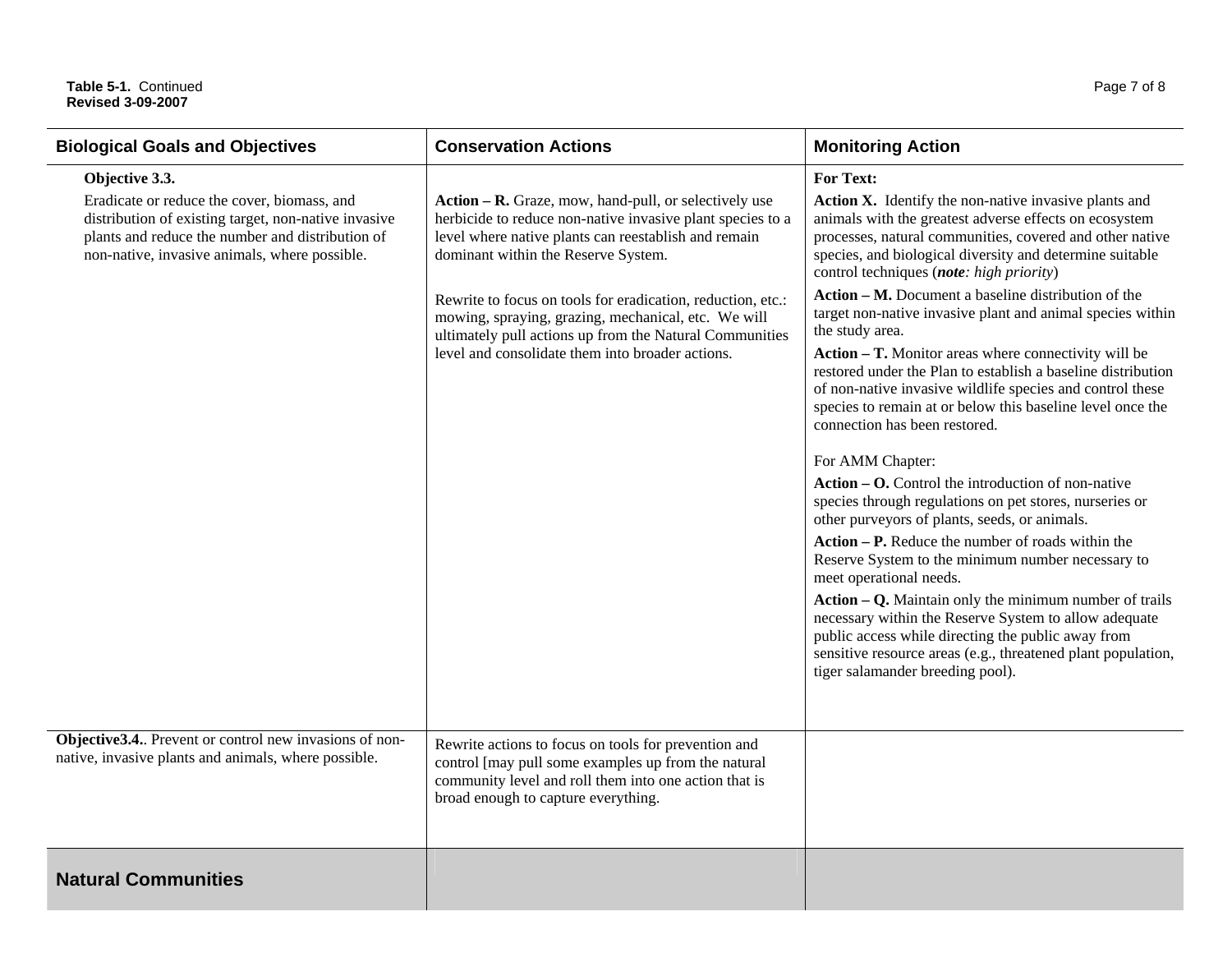**Table 5-1.** Continued
**Revised 3-09-2007**

| Biological Goals and Objectives | Conservation Actions | Monitoring Action |
|---|---|---|
| **Objective 3.3.**<br><br>Eradicate or reduce the cover, biomass, and distribution of existing target, non-native invasive plants and reduce the number and distribution of non-native, invasive animals, where possible. | **Action – R.** Graze, mow, hand-pull, or selectively use herbicide to reduce non-native invasive plant species to a level where native plants can reestablish and remain dominant within the Reserve System.<br><br>Rewrite to focus on tools for eradication, reduction, etc.: mowing, spraying, grazing, mechanical, etc. We will ultimately pull actions up from the Natural Communities level and consolidate them into broader actions. | **For Text:**<br><br>**Action X.** Identify the non-native invasive plants and animals with the greatest adverse effects on ecosystem processes, natural communities, covered and other native species, and biological diversity and determine suitable control techniques (***note**: high priority*)<br><br>**Action – M.** Document a baseline distribution of the target non-native invasive plant and animal species within the study area.<br><br>**Action – T.** Monitor areas where connectivity will be restored under the Plan to establish a baseline distribution of non-native invasive wildlife species and control these species to remain at or below this baseline level once the connection has been restored.<br><br>For AMM Chapter:<br><br>**Action – O.** Control the introduction of non-native species through regulations on pet stores, nurseries or other purveyors of plants, seeds, or animals.<br><br>**Action – P.** Reduce the number of roads within the Reserve System to the minimum number necessary to meet operational needs.<br><br>**Action – Q.** Maintain only the minimum number of trails necessary within the Reserve System to allow adequate public access while directing the public away from sensitive resource areas (e.g., threatened plant population, tiger salamander breeding pool). |
| **Objective3.4.**. Prevent or control new invasions of non-native, invasive plants and animals, where possible. | Rewrite actions to focus on tools for prevention and control [may pull some examples up from the natural community level and roll them into one action that is broad enough to capture everything. | |
| **Natural Communities** | | |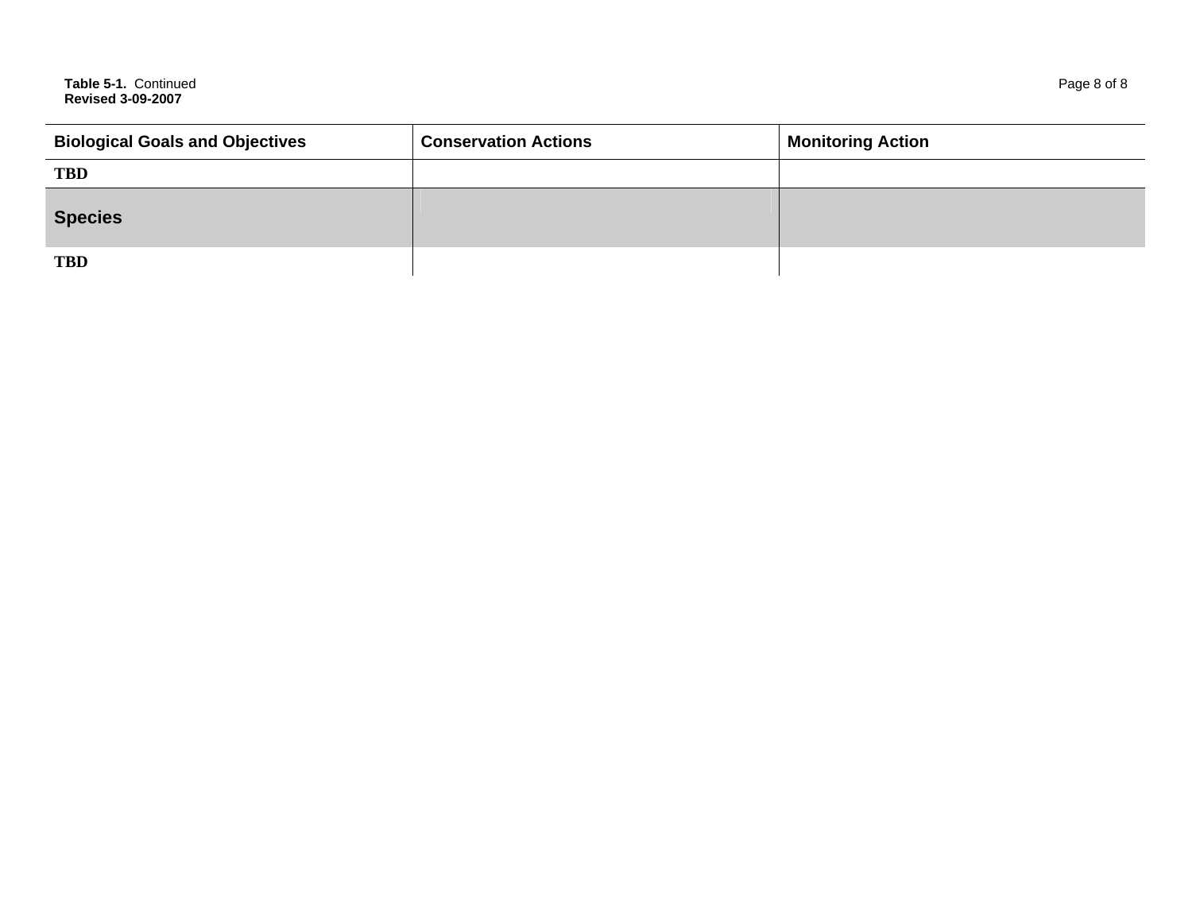**Table 5-1.** Continued
**Revised 3-09-2007**

| Biological Goals and Objectives | Conservation Actions | Monitoring Action |
|---|---|---|
| **TBD** | | |
| **Species** | | |
| **TBD** | | |